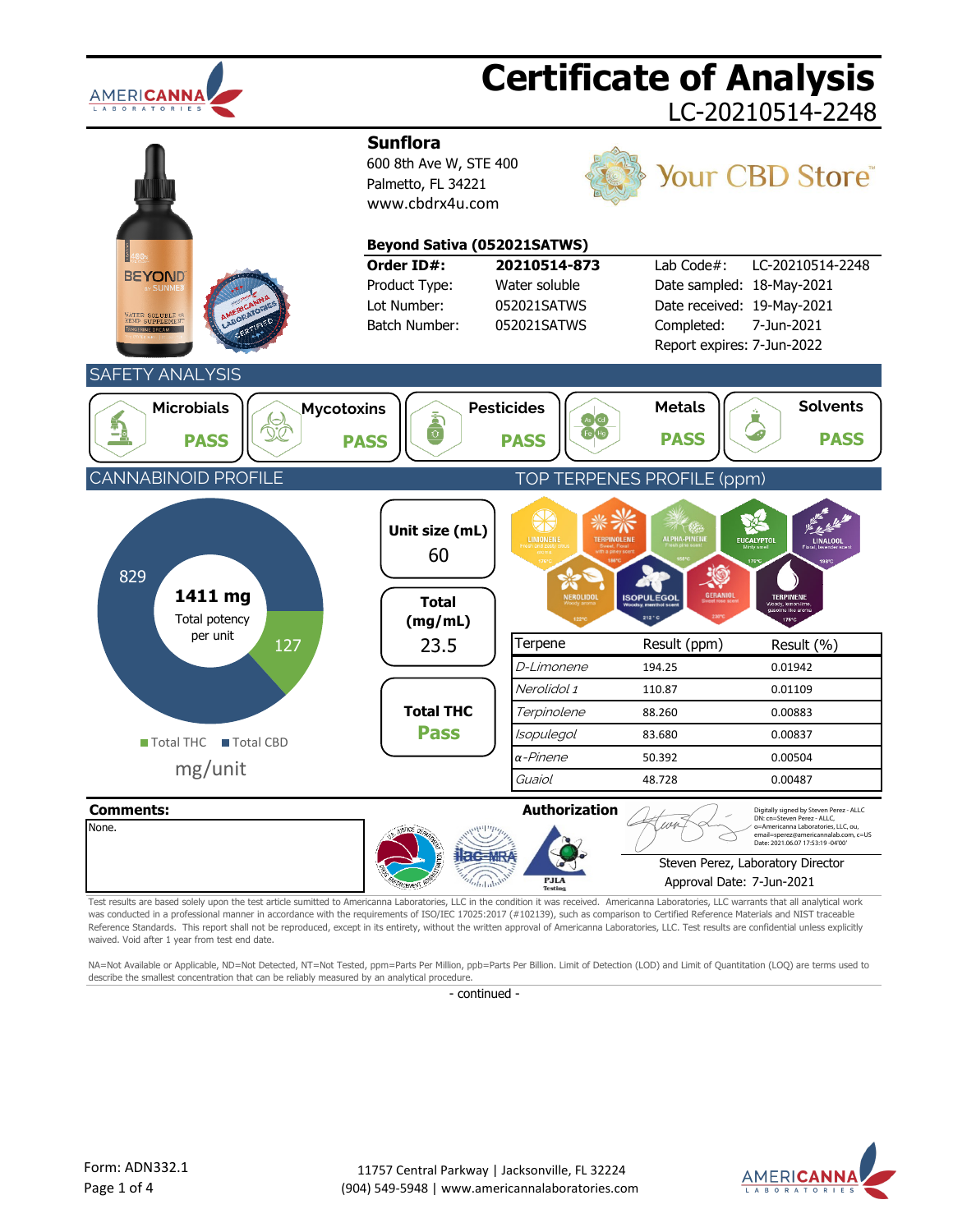# Certificate of Analysis

LC-20210514-2248

**Sunflora**
600 8th Ave W, STE 400
Palmetto, FL 34221
www.cbdrx4u.com

Your CBD Store™

**Beyond Sativa (052021SATWS)**

| | | | |
|---|---|---|---|
| **Order ID#:** | **20210514-873** | Lab Code#: | LC-20210514-2248 |
| Product Type: | Water soluble | Date sampled: | 18-May-2021 |
| Lot Number: | 052021SATWS | Date received: | 19-May-2021 |
| Batch Number: | 052021SATWS | Completed: | 7-Jun-2021 |
| | | Report expires: | 7-Jun-2022 |

## SAFETY ANALYSIS

| Microbials | Mycotoxins | Pesticides | Metals | Solvents |
|---|---|---|---|---|
| PASS | PASS | PASS | PASS | PASS |

## CANNABINOID PROFILE

829
127
**1411 mg**
Total potency per unit
Total THC
Total CBD
mg/unit

**Unit size (mL)** 60

**Total (mg/mL)** 23.5

**Total THC** **Pass**

## TOP TERPENES PROFILE (ppm)

LIMONENE, TERPINOLENE, ALPHA-PINENE, EUCALYPTOL, LINALOOL, NEROLIDOL, ISOPULEGOL, GERANIOL, TERPINENE

| Terpene | Result (ppm) | Result (%) |
|---|---|---|
| *D-Limonene* | 194.25 | 0.01942 |
| *Nerolidol 1* | 110.87 | 0.01109 |
| *Terpinolene* | 88.260 | 0.00883 |
| *Isopulegol* | 83.680 | 0.00837 |
| *α-Pinene* | 50.392 | 0.00504 |
| *Guaiol* | 48.728 | 0.00487 |

**Comments:**
None.

**Authorization**

Digitally signed by Steven Perez - ALLC
DN: cn=Steven Perez - ALLC, o=Americanna Laboratories, LLC, ou, email=sperez@americannalab.com, c=US
Date: 2021.06.07 17:53:19 -04'00'

Steven Perez, Laboratory Director
Approval Date: 7-Jun-2021

Test results are based solely upon the test article sumitted to Americanna Laboratories, LLC in the condition it was received. Americanna Laboratories, LLC warrants that all analytical work was conducted in a professional manner in accordance with the requirements of ISO/IEC 17025:2017 (#102139), such as comparison to Certified Reference Materials and NIST traceable Reference Standards. This report shall not be reproduced, except in its entirety, without the written approval of Americanna Laboratories, LLC. Test results are confidential unless explicitly waived. Void after 1 year from test end date.

NA=Not Available or Applicable, ND=Not Detected, NT=Not Tested, ppm=Parts Per Million, ppb=Parts Per Billion. Limit of Detection (LOD) and Limit of Quantitation (LOQ) are terms used to describe the smallest concentration that can be reliably measured by an analytical procedure.

- continued -

Form: ADN332.1

11757 Central Parkway | Jacksonville, FL 32224
(904) 549-5948 | www.americannalaboratories.com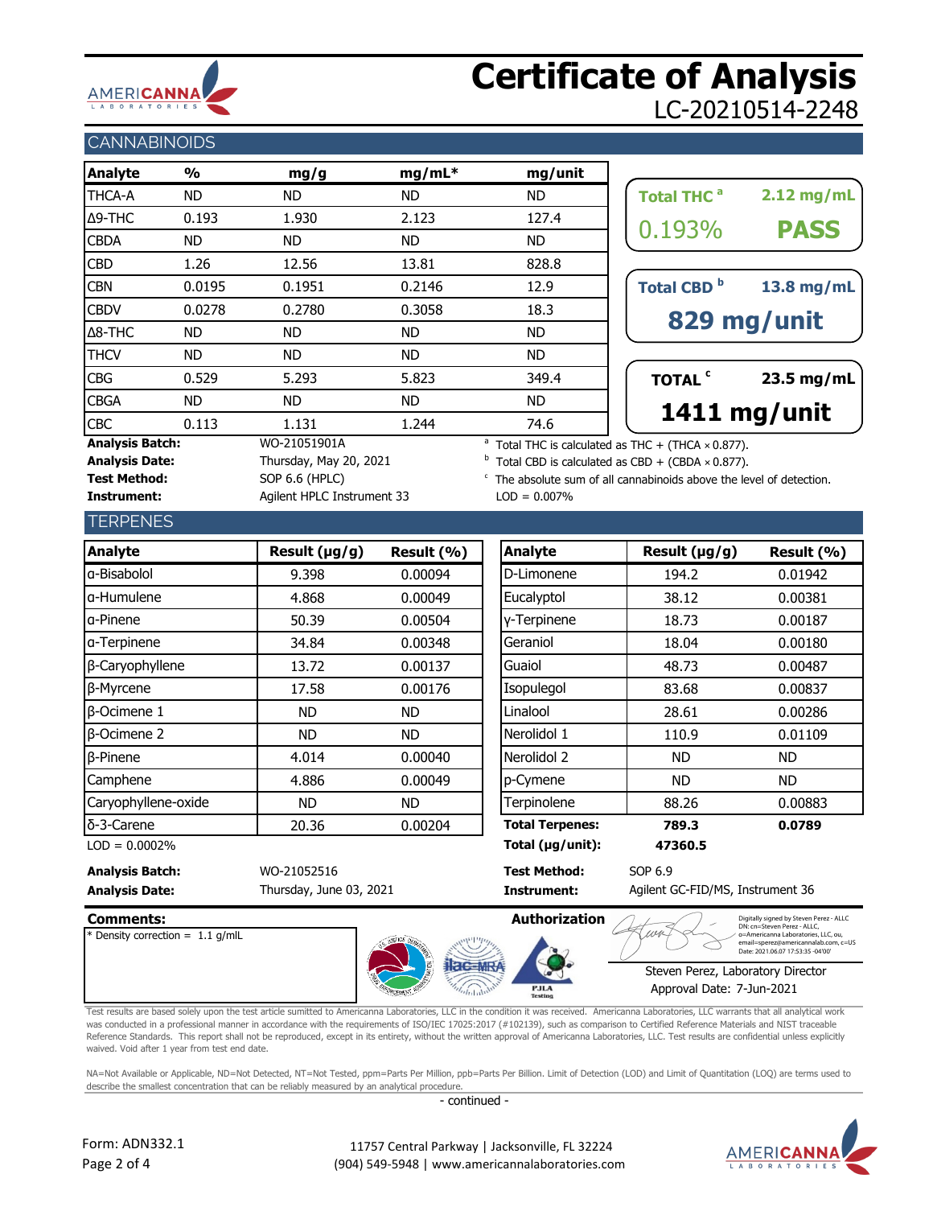# Certificate of Analysis

LC-20210514-2248

## CANNABINOIDS

| Analyte | % | mg/g | mg/mL* | mg/unit |
|---|---|---|---|---|
| THCA-A | ND | ND | ND | ND |
| Δ9-THC | 0.193 | 1.930 | 2.123 | 127.4 |
| CBDA | ND | ND | ND | ND |
| CBD | 1.26 | 12.56 | 13.81 | 828.8 |
| CBN | 0.0195 | 0.1951 | 0.2146 | 12.9 |
| CBDV | 0.0278 | 0.2780 | 0.3058 | 18.3 |
| Δ8-THC | ND | ND | ND | ND |
| THCV | ND | ND | ND | ND |
| CBG | 0.529 | 5.293 | 5.823 | 349.4 |
| CBGA | ND | ND | ND | ND |
| CBC | 0.113 | 1.131 | 1.244 | 74.6 |

**Total THC** [a] 2.12 mg/mL — 0.193% — **PASS**

**Total CBD** [b] 13.8 mg/mL — **829 mg/unit**

**TOTAL** [c] 23.5 mg/mL — **1411 mg/unit**

**Analysis Batch:** WO-21051901A
**Analysis Date:** Thursday, May 20, 2021
**Test Method:** SOP 6.6 (HPLC)
**Instrument:** Agilent HPLC Instrument 33

[a] Total THC is calculated as THC + (THCA × 0.877).
[b] Total CBD is calculated as CBD + (CBDA × 0.877).
[c] The absolute sum of all cannabinoids above the level of detection.
LOD = 0.007%

## TERPENES

| Analyte | Result (μg/g) | Result (%) | Analyte | Result (μg/g) | Result (%) |
|---|---|---|---|---|---|
| α-Bisabolol | 9.398 | 0.00094 | D-Limonene | 194.2 | 0.01942 |
| α-Humulene | 4.868 | 0.00049 | Eucalyptol | 38.12 | 0.00381 |
| α-Pinene | 50.39 | 0.00504 | γ-Terpinene | 18.73 | 0.00187 |
| α-Terpinene | 34.84 | 0.00348 | Geraniol | 18.04 | 0.00180 |
| β-Caryophyllene | 13.72 | 0.00137 | Guaiol | 48.73 | 0.00487 |
| β-Myrcene | 17.58 | 0.00176 | Isopulegol | 83.68 | 0.00837 |
| β-Ocimene 1 | ND | ND | Linalool | 28.61 | 0.00286 |
| β-Ocimene 2 | ND | ND | Nerolidol 1 | 110.9 | 0.01109 |
| β-Pinene | 4.014 | 0.00040 | Nerolidol 2 | ND | ND |
| Camphene | 4.886 | 0.00049 | p-Cymene | ND | ND |
| Caryophyllene-oxide | ND | ND | Terpinolene | 88.26 | 0.00883 |
| δ-3-Carene | 20.36 | 0.00204 | **Total Terpenes:** | **789.3** | **0.0789** |
| | | | **Total (μg/unit):** | **47360.5** | |

LOD = 0.0002%

**Analysis Batch:** WO-21052516
**Analysis Date:** Thursday, June 03, 2021
**Test Method:** SOP 6.9
**Instrument:** Agilent GC-FID/MS, Instrument 36

**Comments:**
* Density correction = 1.1 g/mL

**Authorization**

Digitally signed by Steven Perez - ALLC
DN: cn=Steven Perez - ALLC, o=Americanna Laboratories, LLC, ou, email=sperez@americannalab.com, c=US
Date: 2021.06.07 17:53:35 -04'00'

Steven Perez, Laboratory Director
Approval Date: 7-Jun-2021

Test results are based solely upon the test article sumitted to Americanna Laboratories, LLC in the condition it was received. Americanna Laboratories, LLC warrants that all analytical work was conducted in a professional manner in accordance with the requirements of ISO/IEC 17025:2017 (#102139), such as comparison to Certified Reference Materials and NIST traceable Reference Standards. This report shall not be reproduced, except in its entirety, without the written approval of Americanna Laboratories, LLC. Test results are confidential unless explicitly waived. Void after 1 year from test end date.

NA=Not Available or Applicable, ND=Not Detected, NT=Not Tested, ppm=Parts Per Million, ppb=Parts Per Billion. Limit of Detection (LOD) and Limit of Quantitation (LOQ) are terms used to describe the smallest concentration that can be reliably measured by an analytical procedure.

- continued -

Form: ADN332.1

11757 Central Parkway | Jacksonville, FL 32224
(904) 549-5948 | www.americannalaboratories.com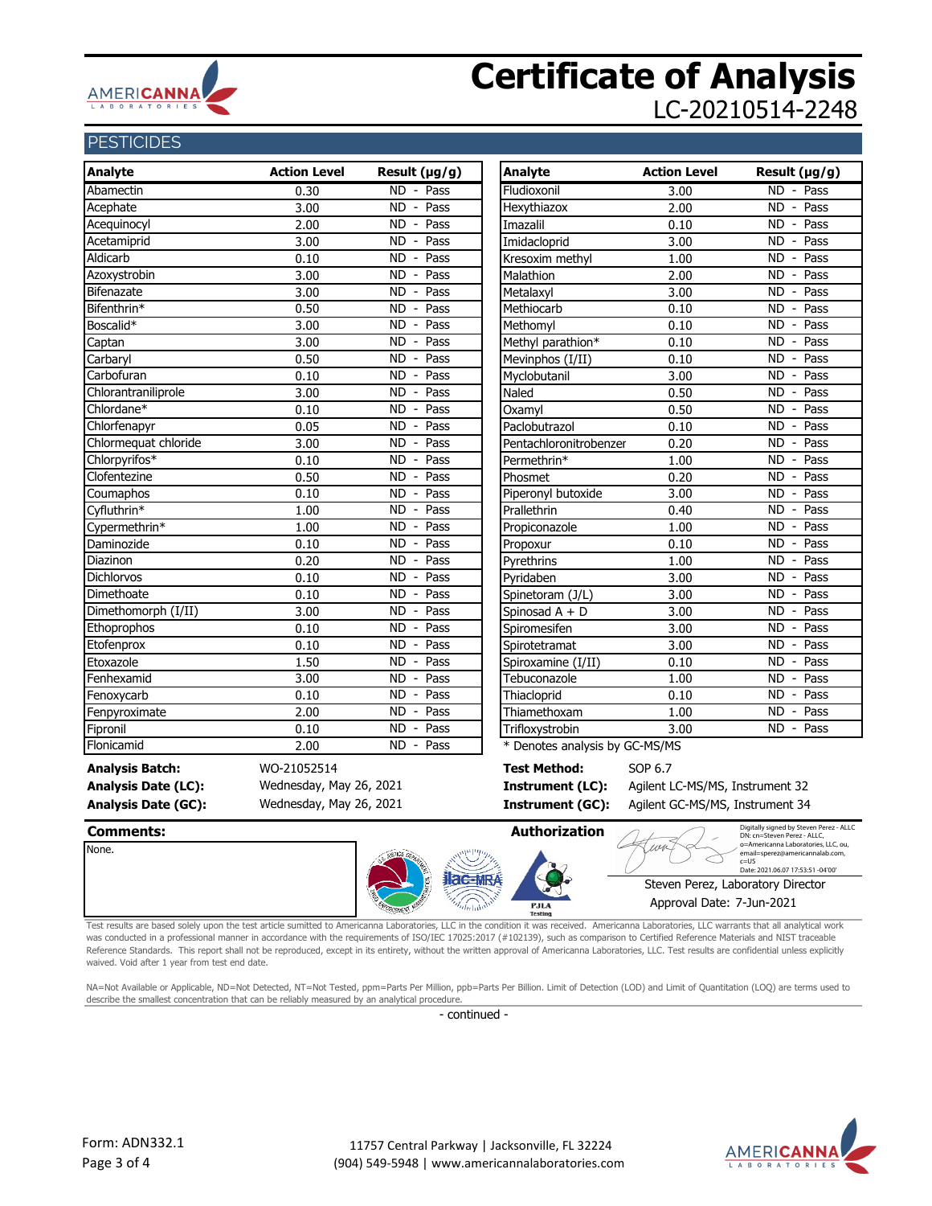# Certificate of Analysis

LC-20210514-2248

## PESTICIDES

| Analyte | Action Level | Result (µg/g) |
|---|---|---|
| Abamectin | 0.30 | ND - Pass |
| Acephate | 3.00 | ND - Pass |
| Acequinocyl | 2.00 | ND - Pass |
| Acetamiprid | 3.00 | ND - Pass |
| Aldicarb | 0.10 | ND - Pass |
| Azoxystrobin | 3.00 | ND - Pass |
| Bifenazate | 3.00 | ND - Pass |
| Bifenthrin* | 0.50 | ND - Pass |
| Boscalid* | 3.00 | ND - Pass |
| Captan | 3.00 | ND - Pass |
| Carbaryl | 0.50 | ND - Pass |
| Carbofuran | 0.10 | ND - Pass |
| Chlorantraniliprole | 3.00 | ND - Pass |
| Chlordane* | 0.10 | ND - Pass |
| Chlorfenapyr | 0.05 | ND - Pass |
| Chlormequat chloride | 3.00 | ND - Pass |
| Chlorpyrifos* | 0.10 | ND - Pass |
| Clofentezine | 0.50 | ND - Pass |
| Coumaphos | 0.10 | ND - Pass |
| Cyfluthrin* | 1.00 | ND - Pass |
| Cypermethrin* | 1.00 | ND - Pass |
| Daminozide | 0.10 | ND - Pass |
| Diazinon | 0.20 | ND - Pass |
| Dichlorvos | 0.10 | ND - Pass |
| Dimethoate | 0.10 | ND - Pass |
| Dimethomorph (I/II) | 3.00 | ND - Pass |
| Ethoprophos | 0.10 | ND - Pass |
| Etofenprox | 0.10 | ND - Pass |
| Etoxazole | 1.50 | ND - Pass |
| Fenhexamid | 3.00 | ND - Pass |
| Fenoxycarb | 0.10 | ND - Pass |
| Fenpyroximate | 2.00 | ND - Pass |
| Fipronil | 0.10 | ND - Pass |
| Flonicamid | 2.00 | ND - Pass |
| Fludioxonil | 3.00 | ND - Pass |
| Hexythiazox | 2.00 | ND - Pass |
| Imazalil | 0.10 | ND - Pass |
| Imidacloprid | 3.00 | ND - Pass |
| Kresoxim methyl | 1.00 | ND - Pass |
| Malathion | 2.00 | ND - Pass |
| Metalaxyl | 3.00 | ND - Pass |
| Methiocarb | 0.10 | ND - Pass |
| Methomyl | 0.10 | ND - Pass |
| Methyl parathion* | 0.10 | ND - Pass |
| Mevinphos (I/II) | 0.10 | ND - Pass |
| Myclobutanil | 3.00 | ND - Pass |
| Naled | 0.50 | ND - Pass |
| Oxamyl | 0.50 | ND - Pass |
| Paclobutrazol | 0.10 | ND - Pass |
| Pentachloronitrobenzer | 0.20 | ND - Pass |
| Permethrin* | 1.00 | ND - Pass |
| Phosmet | 0.20 | ND - Pass |
| Piperonyl butoxide | 3.00 | ND - Pass |
| Prallethrin | 0.40 | ND - Pass |
| Propiconazole | 1.00 | ND - Pass |
| Propoxur | 0.10 | ND - Pass |
| Pyrethrins | 1.00 | ND - Pass |
| Pyridaben | 3.00 | ND - Pass |
| Spinetoram (J/L) | 3.00 | ND - Pass |
| Spinosad A + D | 3.00 | ND - Pass |
| Spiromesifen | 3.00 | ND - Pass |
| Spirotetramat | 3.00 | ND - Pass |
| Spiroxamine (I/II) | 0.10 | ND - Pass |
| Tebuconazole | 1.00 | ND - Pass |
| Thiacloprid | 0.10 | ND - Pass |
| Thiamethoxam | 1.00 | ND - Pass |
| Trifloxystrobin | 3.00 | ND - Pass |

* Denotes analysis by GC-MS/MS

**Analysis Batch:** WO-21052514
**Analysis Date (LC):** Wednesday, May 26, 2021
**Analysis Date (GC):** Wednesday, May 26, 2021

**Test Method:** SOP 6.7
**Instrument (LC):** Agilent LC-MS/MS, Instrument 32
**Instrument (GC):** Agilent GC-MS/MS, Instrument 34

**Comments:**

None.

**Authorization**

Digitally signed by Steven Perez - ALLC
DN: cn=Steven Perez - ALLC, o=Americanna Laboratories, LLC, ou, email=sperez@americannalab.com, c=US
Date: 2021.06.07 17:53:51 -04'00'

Steven Perez, Laboratory Director
Approval Date: 7-Jun-2021

Test results are based solely upon the test article sumitted to Americanna Laboratories, LLC in the condition it was received. Americanna Laboratories, LLC warrants that all analytical work was conducted in a professional manner in accordance with the requirements of ISO/IEC 17025:2017 (#102139), such as comparison to Certified Reference Materials and NIST traceable Reference Standards. This report shall not be reproduced, except in its entirety, without the written approval of Americanna Laboratories, LLC. Test results are confidential unless explicitly waived. Void after 1 year from test end date.

NA=Not Available or Applicable, ND=Not Detected, NT=Not Tested, ppm=Parts Per Million, ppb=Parts Per Billion. Limit of Detection (LOD) and Limit of Quantitation (LOQ) are terms used to describe the smallest concentration that can be reliably measured by an analytical procedure.

- continued -

Form: ADN332.1

11757 Central Parkway | Jacksonville, FL 32224
(904) 549-5948 | www.americannalaboratories.com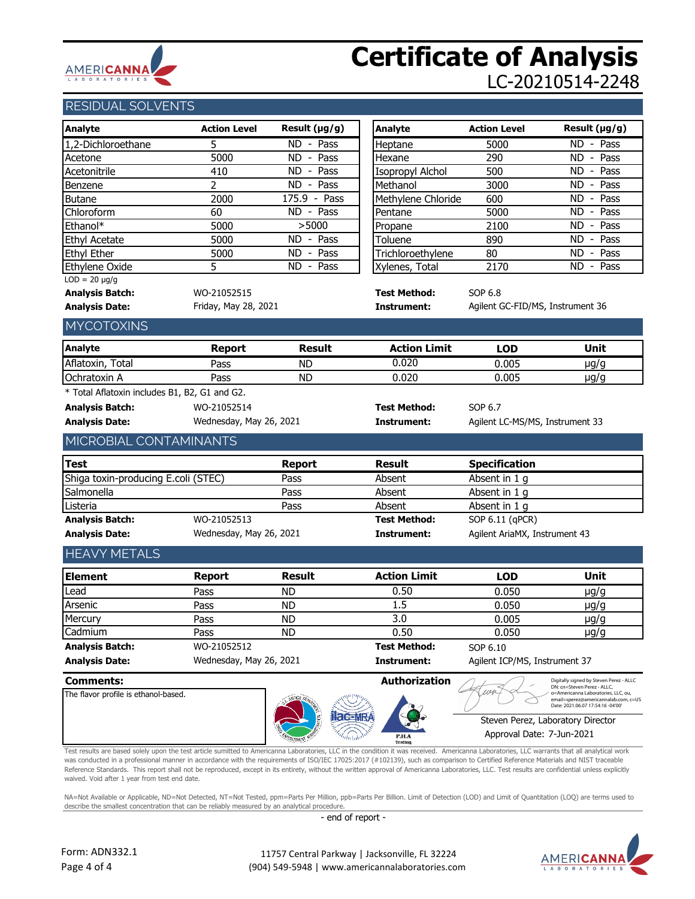# Certificate of Analysis

LC-20210514-2248

## RESIDUAL SOLVENTS

| Analyte | Action Level | Result (µg/g) | Analyte | Action Level | Result (µg/g) |
|---|---|---|---|---|---|
| 1,2-Dichloroethane | 5 | ND - Pass | Heptane | 5000 | ND - Pass |
| Acetone | 5000 | ND - Pass | Hexane | 290 | ND - Pass |
| Acetonitrile | 410 | ND - Pass | Isopropyl Alchol | 500 | ND - Pass |
| Benzene | 2 | ND - Pass | Methanol | 3000 | ND - Pass |
| Butane | 2000 | 175.9 - Pass | Methylene Chloride | 600 | ND - Pass |
| Chloroform | 60 | ND - Pass | Pentane | 5000 | ND - Pass |
| Ethanol* | 5000 | >5000 | Propane | 2100 | ND - Pass |
| Ethyl Acetate | 5000 | ND - Pass | Toluene | 890 | ND - Pass |
| Ethyl Ether | 5000 | ND - Pass | Trichloroethylene | 80 | ND - Pass |
| Ethylene Oxide | 5 | ND - Pass | Xylenes, Total | 2170 | ND - Pass |

LOD = 20 µg/g

**Analysis Batch:** WO-21052515 **Test Method:** SOP 6.8

**Analysis Date:** Friday, May 28, 2021 **Instrument:** Agilent GC-FID/MS, Instrument 36

## MYCOTOXINS

| Analyte | Report | Result | Action Limit | LOD | Unit |
|---|---|---|---|---|---|
| Aflatoxin, Total | Pass | ND | 0.020 | 0.005 | µg/g |
| Ochratoxin A | Pass | ND | 0.020 | 0.005 | µg/g |

* Total Aflatoxin includes B1, B2, G1 and G2.

**Analysis Batch:** WO-21052514 **Test Method:** SOP 6.7

**Analysis Date:** Wednesday, May 26, 2021 **Instrument:** Agilent LC-MS/MS, Instrument 33

## MICROBIAL CONTAMINANTS

| Test | Report | Result | Specification |
|---|---|---|---|
| Shiga toxin-producing E.coli (STEC) | Pass | Absent | Absent in 1 g |
| Salmonella | Pass | Absent | Absent in 1 g |
| Listeria | Pass | Absent | Absent in 1 g |

**Analysis Batch:** WO-21052513 **Test Method:** SOP 6.11 (qPCR)

**Analysis Date:** Wednesday, May 26, 2021 **Instrument:** Agilent AriaMX, Instrument 43

## HEAVY METALS

| Element | Report | Result | Action Limit | LOD | Unit |
|---|---|---|---|---|---|
| Lead | Pass | ND | 0.50 | 0.050 | µg/g |
| Arsenic | Pass | ND | 1.5 | 0.050 | µg/g |
| Mercury | Pass | ND | 3.0 | 0.005 | µg/g |
| Cadmium | Pass | ND | 0.50 | 0.050 | µg/g |

**Analysis Batch:** WO-21052512 **Test Method:** SOP 6.10

**Analysis Date:** Wednesday, May 26, 2021 **Instrument:** Agilent ICP/MS, Instrument 37

**Comments:**

The flavor profile is ethanol-based.

**Authorization**

Digitally signed by Steven Perez - ALLC
DN: cn=Steven Perez - ALLC, o=Americanna Laboratories, LLC, ou, email=sperez@americannalab.com, c=US
Date: 2021.06.07 17:54:16 -04'00'

Steven Perez, Laboratory Director

Approval Date: 7-Jun-2021

Test results are based solely upon the test article sumitted to Americanna Laboratories, LLC in the condition it was received. Americanna Laboratories, LLC warrants that all analytical work was conducted in a professional manner in accordance with the requirements of ISO/IEC 17025:2017 (#102139), such as comparison to Certified Reference Materials and NIST traceable Reference Standards. This report shall not be reproduced, except in its entirety, without the written approval of Americanna Laboratories, LLC. Test results are confidential unless explicitly waived. Void after 1 year from test end date.

NA=Not Available or Applicable, ND=Not Detected, NT=Not Tested, ppm=Parts Per Million, ppb=Parts Per Billion. Limit of Detection (LOD) and Limit of Quantitation (LOQ) are terms used to describe the smallest concentration that can be reliably measured by an analytical procedure.

- end of report -

Form: ADN332.1

11757 Central Parkway | Jacksonville, FL 32224
(904) 549-5948 | www.americannalaboratories.com